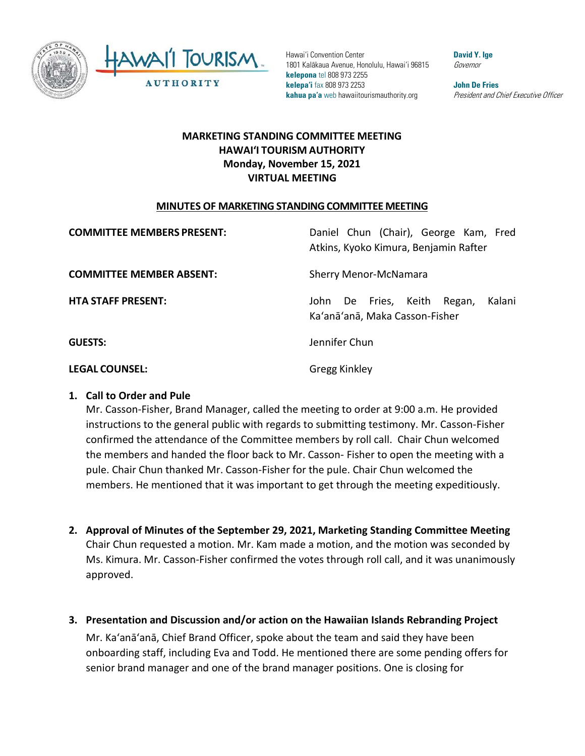Hawaiʻi Convention Center
1801 Kalākaua Avenue, Honolulu, Hawaiʻi 96815
**kelepona** tel 808 973 2255
**kelepaʻi** fax 808 973 2253
**kahua paʻa** web hawaiitourismauthority.org

**David Y. Ige**
*Governor*

**John De Fries**
*President and Chief Executive Officer*

# MARKETING STANDING COMMITTEE MEETING
# HAWAIʻI TOURISM AUTHORITY
# Monday, November 15, 2021
# VIRTUAL MEETING

## MINUTES OF MARKETING STANDING COMMITTEE MEETING

| | |
|---|---|
| **COMMITTEE MEMBERS PRESENT:** | Daniel Chun (Chair), George Kam, Fred Atkins, Kyoko Kimura, Benjamin Rafter |
| **COMMITTEE MEMBER ABSENT:** | Sherry Menor-McNamara |
| **HTA STAFF PRESENT:** | John De Fries, Keith Regan, Kalani Kaʻanāʻanā, Maka Casson-Fisher |
| **GUESTS:** | Jennifer Chun |
| **LEGAL COUNSEL:** | Gregg Kinkley |

**1. Call to Order and Pule**

Mr. Casson-Fisher, Brand Manager, called the meeting to order at 9:00 a.m. He provided instructions to the general public with regards to submitting testimony. Mr. Casson-Fisher confirmed the attendance of the Committee members by roll call. Chair Chun welcomed the members and handed the floor back to Mr. Casson- Fisher to open the meeting with a pule. Chair Chun thanked Mr. Casson-Fisher for the pule. Chair Chun welcomed the members. He mentioned that it was important to get through the meeting expeditiously.

**2. Approval of Minutes of the September 29, 2021, Marketing Standing Committee Meeting**

Chair Chun requested a motion. Mr. Kam made a motion, and the motion was seconded by Ms. Kimura. Mr. Casson-Fisher confirmed the votes through roll call, and it was unanimously approved.

**3. Presentation and Discussion and/or action on the Hawaiian Islands Rebranding Project**

Mr. Kaʻanāʻanā, Chief Brand Officer, spoke about the team and said they have been onboarding staff, including Eva and Todd. He mentioned there are some pending offers for senior brand manager and one of the brand manager positions. One is closing for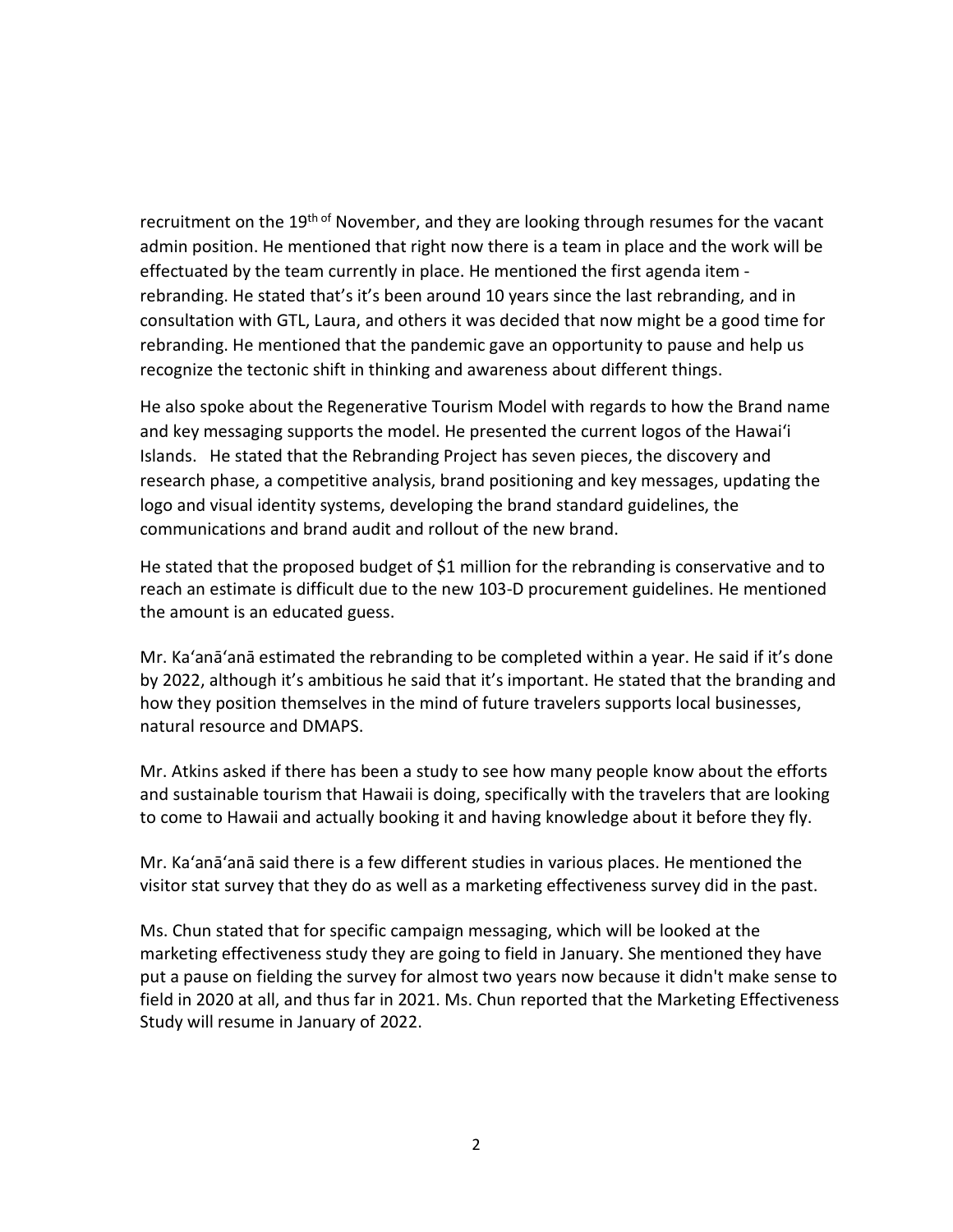recruitment on the 19th of November, and they are looking through resumes for the vacant admin position. He mentioned that right now there is a team in place and the work will be effectuated by the team currently in place. He mentioned the first agenda item - rebranding. He stated that's it's been around 10 years since the last rebranding, and in consultation with GTL, Laura, and others it was decided that now might be a good time for rebranding. He mentioned that the pandemic gave an opportunity to pause and help us recognize the tectonic shift in thinking and awareness about different things.

He also spoke about the Regenerative Tourism Model with regards to how the Brand name and key messaging supports the model. He presented the current logos of the Hawaiʻi Islands. He stated that the Rebranding Project has seven pieces, the discovery and research phase, a competitive analysis, brand positioning and key messages, updating the logo and visual identity systems, developing the brand standard guidelines, the communications and brand audit and rollout of the new brand.

He stated that the proposed budget of $1 million for the rebranding is conservative and to reach an estimate is difficult due to the new 103-D procurement guidelines. He mentioned the amount is an educated guess.

Mr. Kaʻanāʻanā estimated the rebranding to be completed within a year. He said if it's done by 2022, although it's ambitious he said that it's important. He stated that the branding and how they position themselves in the mind of future travelers supports local businesses, natural resource and DMAPS.

Mr. Atkins asked if there has been a study to see how many people know about the efforts and sustainable tourism that Hawaii is doing, specifically with the travelers that are looking to come to Hawaii and actually booking it and having knowledge about it before they fly.

Mr. Kaʻanāʻanā said there is a few different studies in various places. He mentioned the visitor stat survey that they do as well as a marketing effectiveness survey did in the past.

Ms. Chun stated that for specific campaign messaging, which will be looked at the marketing effectiveness study they are going to field in January. She mentioned they have put a pause on fielding the survey for almost two years now because it didn't make sense to field in 2020 at all, and thus far in 2021. Ms. Chun reported that the Marketing Effectiveness Study will resume in January of 2022.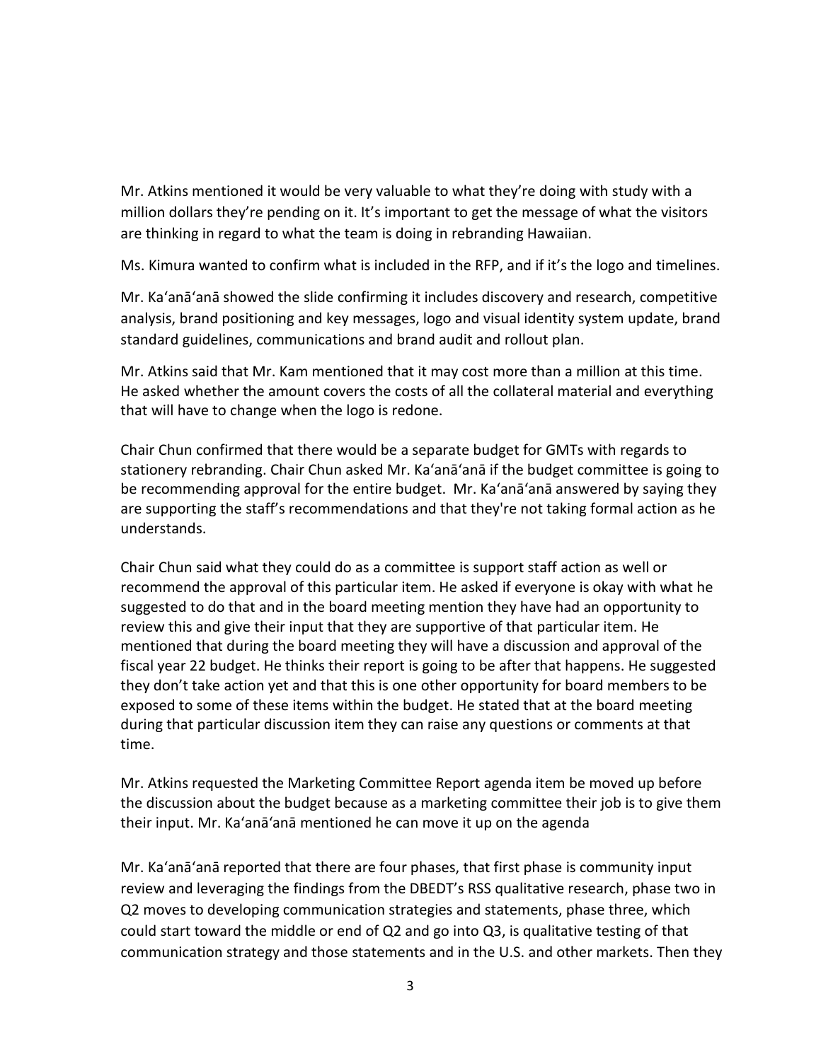Mr. Atkins mentioned it would be very valuable to what they're doing with study with a million dollars they're pending on it. It's important to get the message of what the visitors are thinking in regard to what the team is doing in rebranding Hawaiian.

Ms. Kimura wanted to confirm what is included in the RFP, and if it's the logo and timelines.

Mr. Ka'anā'anā showed the slide confirming it includes discovery and research, competitive analysis, brand positioning and key messages, logo and visual identity system update, brand standard guidelines, communications and brand audit and rollout plan.

Mr. Atkins said that Mr. Kam mentioned that it may cost more than a million at this time. He asked whether the amount covers the costs of all the collateral material and everything that will have to change when the logo is redone.

Chair Chun confirmed that there would be a separate budget for GMTs with regards to stationery rebranding. Chair Chun asked Mr. Ka'anā'anā if the budget committee is going to be recommending approval for the entire budget. Mr. Ka'anā'anā answered by saying they are supporting the staff's recommendations and that they're not taking formal action as he understands.

Chair Chun said what they could do as a committee is support staff action as well or recommend the approval of this particular item. He asked if everyone is okay with what he suggested to do that and in the board meeting mention they have had an opportunity to review this and give their input that they are supportive of that particular item. He mentioned that during the board meeting they will have a discussion and approval of the fiscal year 22 budget. He thinks their report is going to be after that happens. He suggested they don't take action yet and that this is one other opportunity for board members to be exposed to some of these items within the budget. He stated that at the board meeting during that particular discussion item they can raise any questions or comments at that time.

Mr. Atkins requested the Marketing Committee Report agenda item be moved up before the discussion about the budget because as a marketing committee their job is to give them their input. Mr. Ka'anā'anā mentioned he can move it up on the agenda

Mr. Ka'anā'anā reported that there are four phases, that first phase is community input review and leveraging the findings from the DBEDT's RSS qualitative research, phase two in Q2 moves to developing communication strategies and statements, phase three, which could start toward the middle or end of Q2 and go into Q3, is qualitative testing of that communication strategy and those statements and in the U.S. and other markets. Then they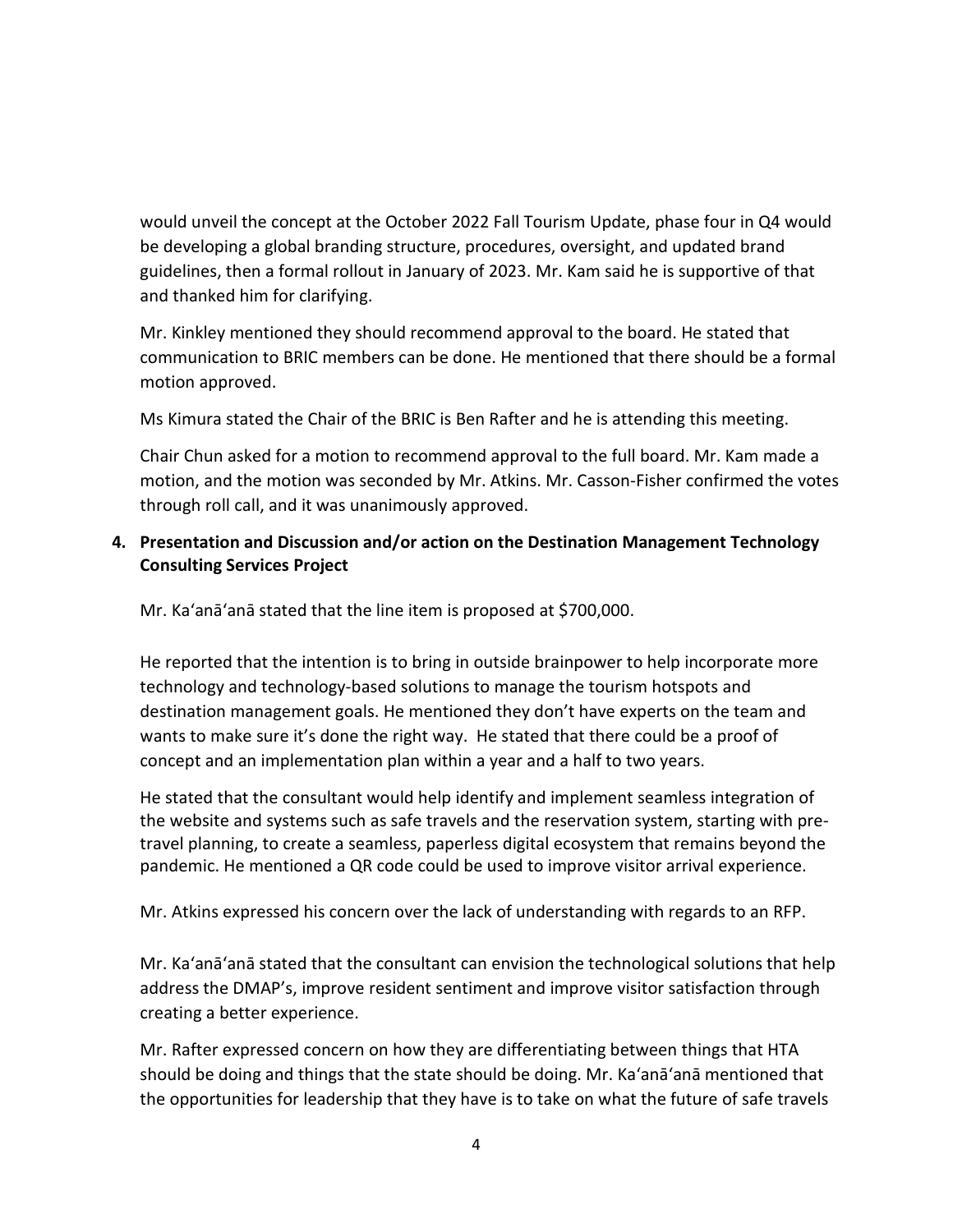would unveil the concept at the October 2022 Fall Tourism Update, phase four in Q4 would be developing a global branding structure, procedures, oversight, and updated brand guidelines, then a formal rollout in January of 2023. Mr. Kam said he is supportive of that and thanked him for clarifying.

Mr. Kinkley mentioned they should recommend approval to the board. He stated that communication to BRIC members can be done. He mentioned that there should be a formal motion approved.

Ms Kimura stated the Chair of the BRIC is Ben Rafter and he is attending this meeting.

Chair Chun asked for a motion to recommend approval to the full board. Mr. Kam made a motion, and the motion was seconded by Mr. Atkins. Mr. Casson-Fisher confirmed the votes through roll call, and it was unanimously approved.

**4. Presentation and Discussion and/or action on the Destination Management Technology Consulting Services Project**

Mr. Ka'anā'anā stated that the line item is proposed at $700,000.

He reported that the intention is to bring in outside brainpower to help incorporate more technology and technology-based solutions to manage the tourism hotspots and destination management goals. He mentioned they don't have experts on the team and wants to make sure it's done the right way. He stated that there could be a proof of concept and an implementation plan within a year and a half to two years.

He stated that the consultant would help identify and implement seamless integration of the website and systems such as safe travels and the reservation system, starting with pre-travel planning, to create a seamless, paperless digital ecosystem that remains beyond the pandemic. He mentioned a QR code could be used to improve visitor arrival experience.

Mr. Atkins expressed his concern over the lack of understanding with regards to an RFP.

Mr. Ka'anā'anā stated that the consultant can envision the technological solutions that help address the DMAP's, improve resident sentiment and improve visitor satisfaction through creating a better experience.

Mr. Rafter expressed concern on how they are differentiating between things that HTA should be doing and things that the state should be doing. Mr. Ka'anā'anā mentioned that the opportunities for leadership that they have is to take on what the future of safe travels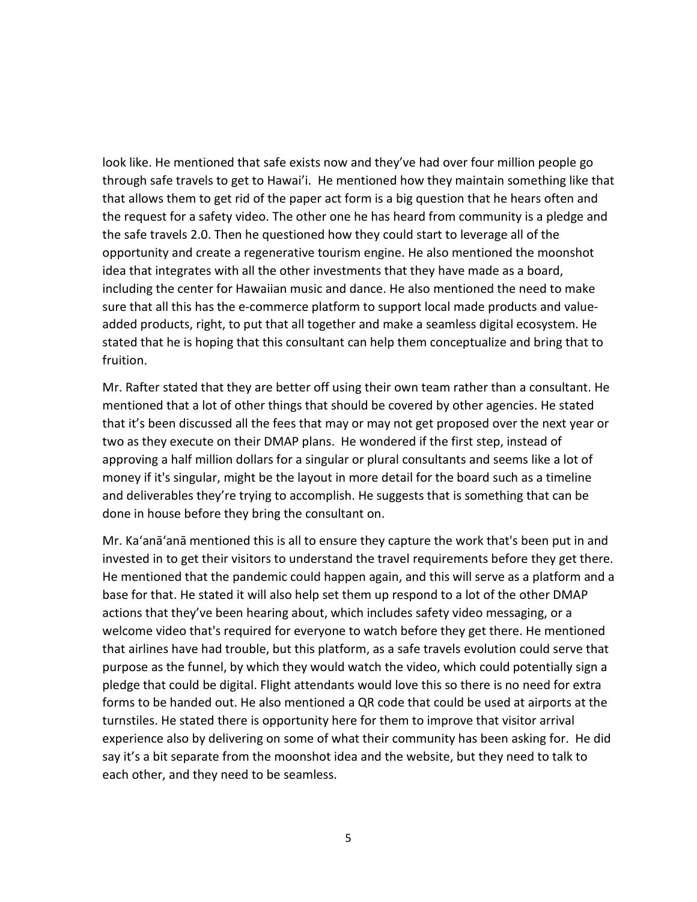look like. He mentioned that safe exists now and they've had over four million people go through safe travels to get to Hawai'i. He mentioned how they maintain something like that that allows them to get rid of the paper act form is a big question that he hears often and the request for a safety video. The other one he has heard from community is a pledge and the safe travels 2.0. Then he questioned how they could start to leverage all of the opportunity and create a regenerative tourism engine. He also mentioned the moonshot idea that integrates with all the other investments that they have made as a board, including the center for Hawaiian music and dance. He also mentioned the need to make sure that all this has the e-commerce platform to support local made products and value-added products, right, to put that all together and make a seamless digital ecosystem. He stated that he is hoping that this consultant can help them conceptualize and bring that to fruition.

Mr. Rafter stated that they are better off using their own team rather than a consultant. He mentioned that a lot of other things that should be covered by other agencies. He stated that it's been discussed all the fees that may or may not get proposed over the next year or two as they execute on their DMAP plans. He wondered if the first step, instead of approving a half million dollars for a singular or plural consultants and seems like a lot of money if it's singular, might be the layout in more detail for the board such as a timeline and deliverables they're trying to accomplish. He suggests that is something that can be done in house before they bring the consultant on.

Mr. Ka'anā'anā mentioned this is all to ensure they capture the work that's been put in and invested in to get their visitors to understand the travel requirements before they get there. He mentioned that the pandemic could happen again, and this will serve as a platform and a base for that. He stated it will also help set them up respond to a lot of the other DMAP actions that they've been hearing about, which includes safety video messaging, or a welcome video that's required for everyone to watch before they get there. He mentioned that airlines have had trouble, but this platform, as a safe travels evolution could serve that purpose as the funnel, by which they would watch the video, which could potentially sign a pledge that could be digital. Flight attendants would love this so there is no need for extra forms to be handed out. He also mentioned a QR code that could be used at airports at the turnstiles. He stated there is opportunity here for them to improve that visitor arrival experience also by delivering on some of what their community has been asking for. He did say it's a bit separate from the moonshot idea and the website, but they need to talk to each other, and they need to be seamless.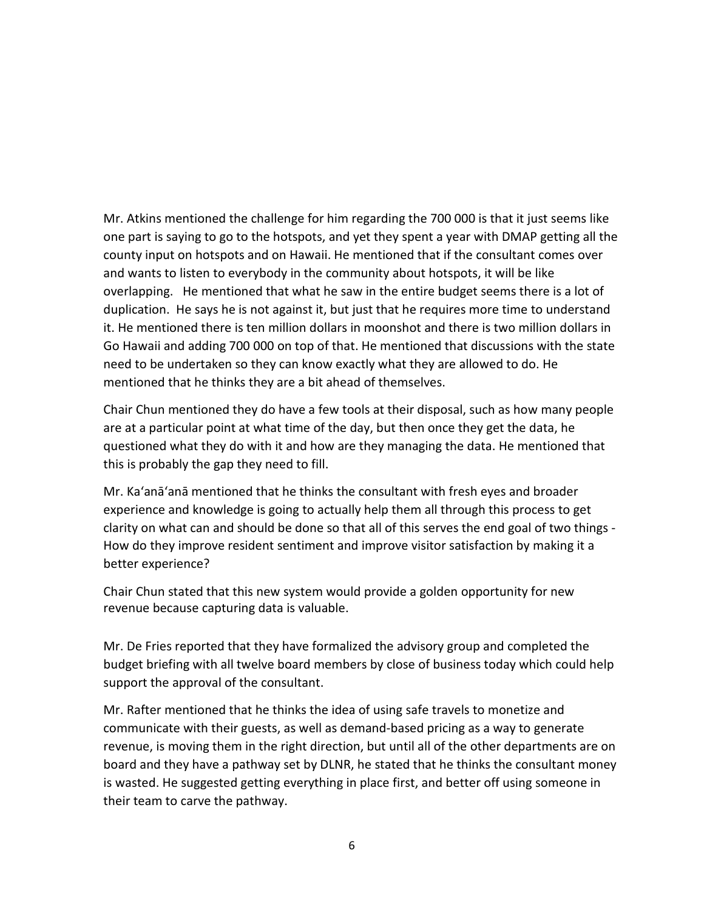Mr. Atkins mentioned the challenge for him regarding the 700 000 is that it just seems like one part is saying to go to the hotspots, and yet they spent a year with DMAP getting all the county input on hotspots and on Hawaii. He mentioned that if the consultant comes over and wants to listen to everybody in the community about hotspots, it will be like overlapping. He mentioned that what he saw in the entire budget seems there is a lot of duplication. He says he is not against it, but just that he requires more time to understand it. He mentioned there is ten million dollars in moonshot and there is two million dollars in Go Hawaii and adding 700 000 on top of that. He mentioned that discussions with the state need to be undertaken so they can know exactly what they are allowed to do. He mentioned that he thinks they are a bit ahead of themselves.

Chair Chun mentioned they do have a few tools at their disposal, such as how many people are at a particular point at what time of the day, but then once they get the data, he questioned what they do with it and how are they managing the data. He mentioned that this is probably the gap they need to fill.

Mr. Ka'anā'anā mentioned that he thinks the consultant with fresh eyes and broader experience and knowledge is going to actually help them all through this process to get clarity on what can and should be done so that all of this serves the end goal of two things - How do they improve resident sentiment and improve visitor satisfaction by making it a better experience?

Chair Chun stated that this new system would provide a golden opportunity for new revenue because capturing data is valuable.

Mr. De Fries reported that they have formalized the advisory group and completed the budget briefing with all twelve board members by close of business today which could help support the approval of the consultant.

Mr. Rafter mentioned that he thinks the idea of using safe travels to monetize and communicate with their guests, as well as demand-based pricing as a way to generate revenue, is moving them in the right direction, but until all of the other departments are on board and they have a pathway set by DLNR, he stated that he thinks the consultant money is wasted. He suggested getting everything in place first, and better off using someone in their team to carve the pathway.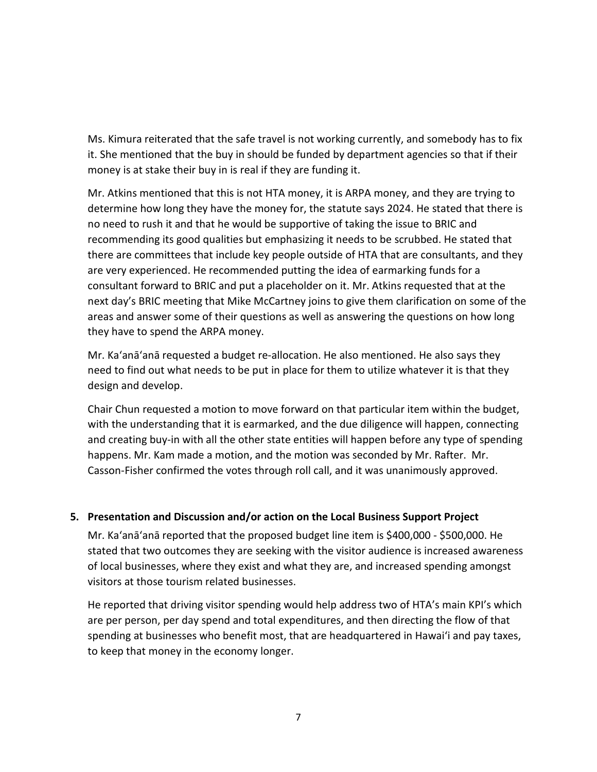Ms. Kimura reiterated that the safe travel is not working currently, and somebody has to fix it. She mentioned that the buy in should be funded by department agencies so that if their money is at stake their buy in is real if they are funding it.

Mr. Atkins mentioned that this is not HTA money, it is ARPA money, and they are trying to determine how long they have the money for, the statute says 2024. He stated that there is no need to rush it and that he would be supportive of taking the issue to BRIC and recommending its good qualities but emphasizing it needs to be scrubbed. He stated that there are committees that include key people outside of HTA that are consultants, and they are very experienced. He recommended putting the idea of earmarking funds for a consultant forward to BRIC and put a placeholder on it. Mr. Atkins requested that at the next day's BRIC meeting that Mike McCartney joins to give them clarification on some of the areas and answer some of their questions as well as answering the questions on how long they have to spend the ARPA money.

Mr. Ka'anā'anā requested a budget re-allocation. He also mentioned. He also says they need to find out what needs to be put in place for them to utilize whatever it is that they design and develop.

Chair Chun requested a motion to move forward on that particular item within the budget, with the understanding that it is earmarked, and the due diligence will happen, connecting and creating buy-in with all the other state entities will happen before any type of spending happens. Mr. Kam made a motion, and the motion was seconded by Mr. Rafter. Mr. Casson-Fisher confirmed the votes through roll call, and it was unanimously approved.

**5. Presentation and Discussion and/or action on the Local Business Support Project**

Mr. Ka'anā'anā reported that the proposed budget line item is $400,000 - $500,000. He stated that two outcomes they are seeking with the visitor audience is increased awareness of local businesses, where they exist and what they are, and increased spending amongst visitors at those tourism related businesses.

He reported that driving visitor spending would help address two of HTA's main KPI's which are per person, per day spend and total expenditures, and then directing the flow of that spending at businesses who benefit most, that are headquartered in Hawai'i and pay taxes, to keep that money in the economy longer.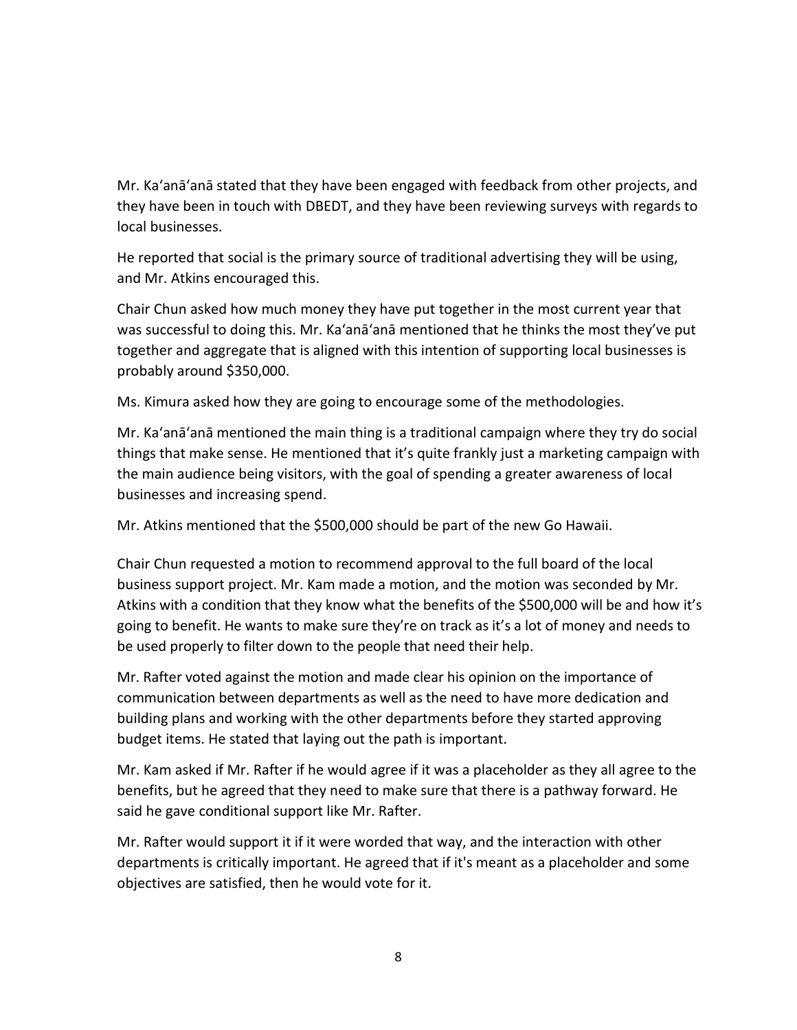Mr. Kaʻanāʻanā stated that they have been engaged with feedback from other projects, and they have been in touch with DBEDT, and they have been reviewing surveys with regards to local businesses.

He reported that social is the primary source of traditional advertising they will be using, and Mr. Atkins encouraged this.

Chair Chun asked how much money they have put together in the most current year that was successful to doing this. Mr. Kaʻanāʻanā mentioned that he thinks the most they've put together and aggregate that is aligned with this intention of supporting local businesses is probably around $350,000.

Ms. Kimura asked how they are going to encourage some of the methodologies.

Mr. Kaʻanāʻanā mentioned the main thing is a traditional campaign where they try do social things that make sense. He mentioned that it's quite frankly just a marketing campaign with the main audience being visitors, with the goal of spending a greater awareness of local businesses and increasing spend.

Mr. Atkins mentioned that the $500,000 should be part of the new Go Hawaii.

Chair Chun requested a motion to recommend approval to the full board of the local business support project. Mr. Kam made a motion, and the motion was seconded by Mr. Atkins with a condition that they know what the benefits of the $500,000 will be and how it's going to benefit. He wants to make sure they're on track as it's a lot of money and needs to be used properly to filter down to the people that need their help.

Mr. Rafter voted against the motion and made clear his opinion on the importance of communication between departments as well as the need to have more dedication and building plans and working with the other departments before they started approving budget items. He stated that laying out the path is important.

Mr. Kam asked if Mr. Rafter if he would agree if it was a placeholder as they all agree to the benefits, but he agreed that they need to make sure that there is a pathway forward. He said he gave conditional support like Mr. Rafter.

Mr. Rafter would support it if it were worded that way, and the interaction with other departments is critically important. He agreed that if it's meant as a placeholder and some objectives are satisfied, then he would vote for it.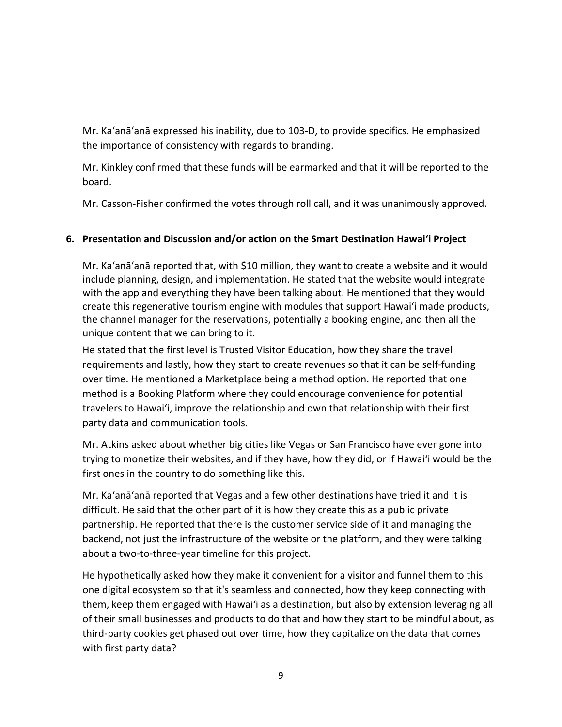Mr. Ka'anā'anā expressed his inability, due to 103-D, to provide specifics. He emphasized the importance of consistency with regards to branding.

Mr. Kinkley confirmed that these funds will be earmarked and that it will be reported to the board.

Mr. Casson-Fisher confirmed the votes through roll call, and it was unanimously approved.

**6. Presentation and Discussion and/or action on the Smart Destination Hawai'i Project**

Mr. Ka'anā'anā reported that, with $10 million, they want to create a website and it would include planning, design, and implementation. He stated that the website would integrate with the app and everything they have been talking about. He mentioned that they would create this regenerative tourism engine with modules that support Hawai'i made products, the channel manager for the reservations, potentially a booking engine, and then all the unique content that we can bring to it.

He stated that the first level is Trusted Visitor Education, how they share the travel requirements and lastly, how they start to create revenues so that it can be self-funding over time. He mentioned a Marketplace being a method option. He reported that one method is a Booking Platform where they could encourage convenience for potential travelers to Hawai'i, improve the relationship and own that relationship with their first party data and communication tools.

Mr. Atkins asked about whether big cities like Vegas or San Francisco have ever gone into trying to monetize their websites, and if they have, how they did, or if Hawai'i would be the first ones in the country to do something like this.

Mr. Ka'anā'anā reported that Vegas and a few other destinations have tried it and it is difficult. He said that the other part of it is how they create this as a public private partnership. He reported that there is the customer service side of it and managing the backend, not just the infrastructure of the website or the platform, and they were talking about a two-to-three-year timeline for this project.

He hypothetically asked how they make it convenient for a visitor and funnel them to this one digital ecosystem so that it's seamless and connected, how they keep connecting with them, keep them engaged with Hawai'i as a destination, but also by extension leveraging all of their small businesses and products to do that and how they start to be mindful about, as third-party cookies get phased out over time, how they capitalize on the data that comes with first party data?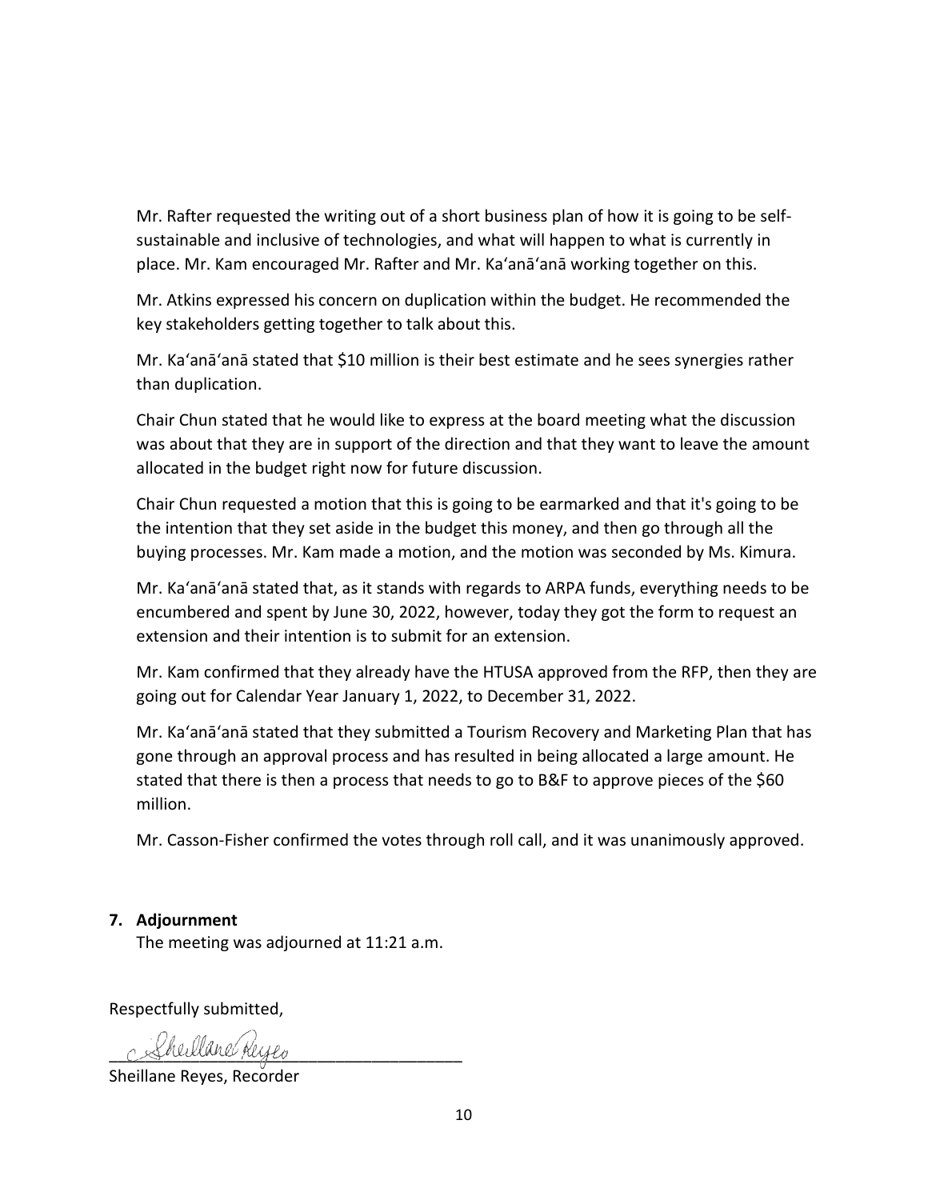Mr. Rafter requested the writing out of a short business plan of how it is going to be self-sustainable and inclusive of technologies, and what will happen to what is currently in place. Mr. Kam encouraged Mr. Rafter and Mr. Kaʻanāʻanā working together on this.

Mr. Atkins expressed his concern on duplication within the budget. He recommended the key stakeholders getting together to talk about this.

Mr. Kaʻanāʻanā stated that $10 million is their best estimate and he sees synergies rather than duplication.

Chair Chun stated that he would like to express at the board meeting what the discussion was about that they are in support of the direction and that they want to leave the amount allocated in the budget right now for future discussion.

Chair Chun requested a motion that this is going to be earmarked and that it's going to be the intention that they set aside in the budget this money, and then go through all the buying processes. Mr. Kam made a motion, and the motion was seconded by Ms. Kimura.

Mr. Kaʻanāʻanā stated that, as it stands with regards to ARPA funds, everything needs to be encumbered and spent by June 30, 2022, however, today they got the form to request an extension and their intention is to submit for an extension.

Mr. Kam confirmed that they already have the HTUSA approved from the RFP, then they are going out for Calendar Year January 1, 2022, to December 31, 2022.

Mr. Kaʻanāʻanā stated that they submitted a Tourism Recovery and Marketing Plan that has gone through an approval process and has resulted in being allocated a large amount. He stated that there is then a process that needs to go to B&F to approve pieces of the $60 million.

Mr. Casson-Fisher confirmed the votes through roll call, and it was unanimously approved.

**7. Adjournment**

The meeting was adjourned at 11:21 a.m.

Respectfully submitted,

Sheillane Reyes

Sheillane Reyes, Recorder